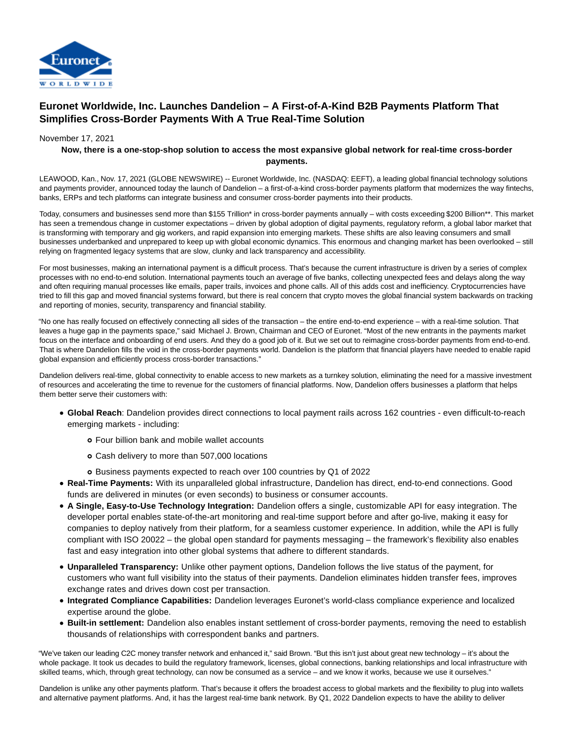# Euronet Worldwide, Inc. Launches Dandelion – A First-of-A-Kind B2B Payments Platform That Simplifies Cross-Border Payments With A True Real-Time Solution

November 17, 2021

**Now, there is a one-stop-shop solution to access the most expansive global network for real-time cross-border payments.**

LEAWOOD, Kan., Nov. 17, 2021 (GLOBE NEWSWIRE) -- Euronet Worldwide, Inc. (NASDAQ: EEFT), a leading global financial technology solutions and payments provider, announced today the launch of Dandelion – a first-of-a-kind cross-border payments platform that modernizes the way fintechs, banks, ERPs and tech platforms can integrate business and consumer cross-border payments into their products.

Today, consumers and businesses send more than $155 Trillion* in cross-border payments annually – with costs exceeding $200 Billion**. This market has seen a tremendous change in customer expectations – driven by global adoption of digital payments, regulatory reform, a global labor market that is transforming with temporary and gig workers, and rapid expansion into emerging markets. These shifts are also leaving consumers and small businesses underbanked and unprepared to keep up with global economic dynamics. This enormous and changing market has been overlooked – still relying on fragmented legacy systems that are slow, clunky and lack transparency and accessibility.

For most businesses, making an international payment is a difficult process. That's because the current infrastructure is driven by a series of complex processes with no end-to-end solution. International payments touch an average of five banks, collecting unexpected fees and delays along the way and often requiring manual processes like emails, paper trails, invoices and phone calls. All of this adds cost and inefficiency. Cryptocurrencies have tried to fill this gap and moved financial systems forward, but there is real concern that crypto moves the global financial system backwards on tracking and reporting of monies, security, transparency and financial stability.

"No one has really focused on effectively connecting all sides of the transaction – the entire end-to-end experience – with a real-time solution. That leaves a huge gap in the payments space," said Michael J. Brown, Chairman and CEO of Euronet. "Most of the new entrants in the payments market focus on the interface and onboarding of end users. And they do a good job of it. But we set out to reimagine cross-border payments from end-to-end. That is where Dandelion fills the void in the cross-border payments world. Dandelion is the platform that financial players have needed to enable rapid global expansion and efficiently process cross-border transactions."

Dandelion delivers real-time, global connectivity to enable access to new markets as a turnkey solution, eliminating the need for a massive investment of resources and accelerating the time to revenue for the customers of financial platforms. Now, Dandelion offers businesses a platform that helps them better serve their customers with:

- **Global Reach**: Dandelion provides direct connections to local payment rails across 162 countries - even difficult-to-reach emerging markets - including:
  - Four billion bank and mobile wallet accounts
  - Cash delivery to more than 507,000 locations
  - Business payments expected to reach over 100 countries by Q1 of 2022
- **Real-Time Payments:** With its unparalleled global infrastructure, Dandelion has direct, end-to-end connections. Good funds are delivered in minutes (or even seconds) to business or consumer accounts.
- **A Single, Easy-to-Use Technology Integration:** Dandelion offers a single, customizable API for easy integration. The developer portal enables state-of-the-art monitoring and real-time support before and after go-live, making it easy for companies to deploy natively from their platform, for a seamless customer experience. In addition, while the API is fully compliant with ISO 20022 – the global open standard for payments messaging – the framework's flexibility also enables fast and easy integration into other global systems that adhere to different standards.
- **Unparalleled Transparency:** Unlike other payment options, Dandelion follows the live status of the payment, for customers who want full visibility into the status of their payments. Dandelion eliminates hidden transfer fees, improves exchange rates and drives down cost per transaction.
- **Integrated Compliance Capabilities:** Dandelion leverages Euronet's world-class compliance experience and localized expertise around the globe.
- **Built-in settlement:** Dandelion also enables instant settlement of cross-border payments, removing the need to establish thousands of relationships with correspondent banks and partners.

"We've taken our leading C2C money transfer network and enhanced it," said Brown. "But this isn't just about great new technology – it's about the whole package. It took us decades to build the regulatory framework, licenses, global connections, banking relationships and local infrastructure with skilled teams, which, through great technology, can now be consumed as a service – and we know it works, because we use it ourselves."

Dandelion is unlike any other payments platform. That's because it offers the broadest access to global markets and the flexibility to plug into wallets and alternative payment platforms. And, it has the largest real-time bank network. By Q1, 2022 Dandelion expects to have the ability to deliver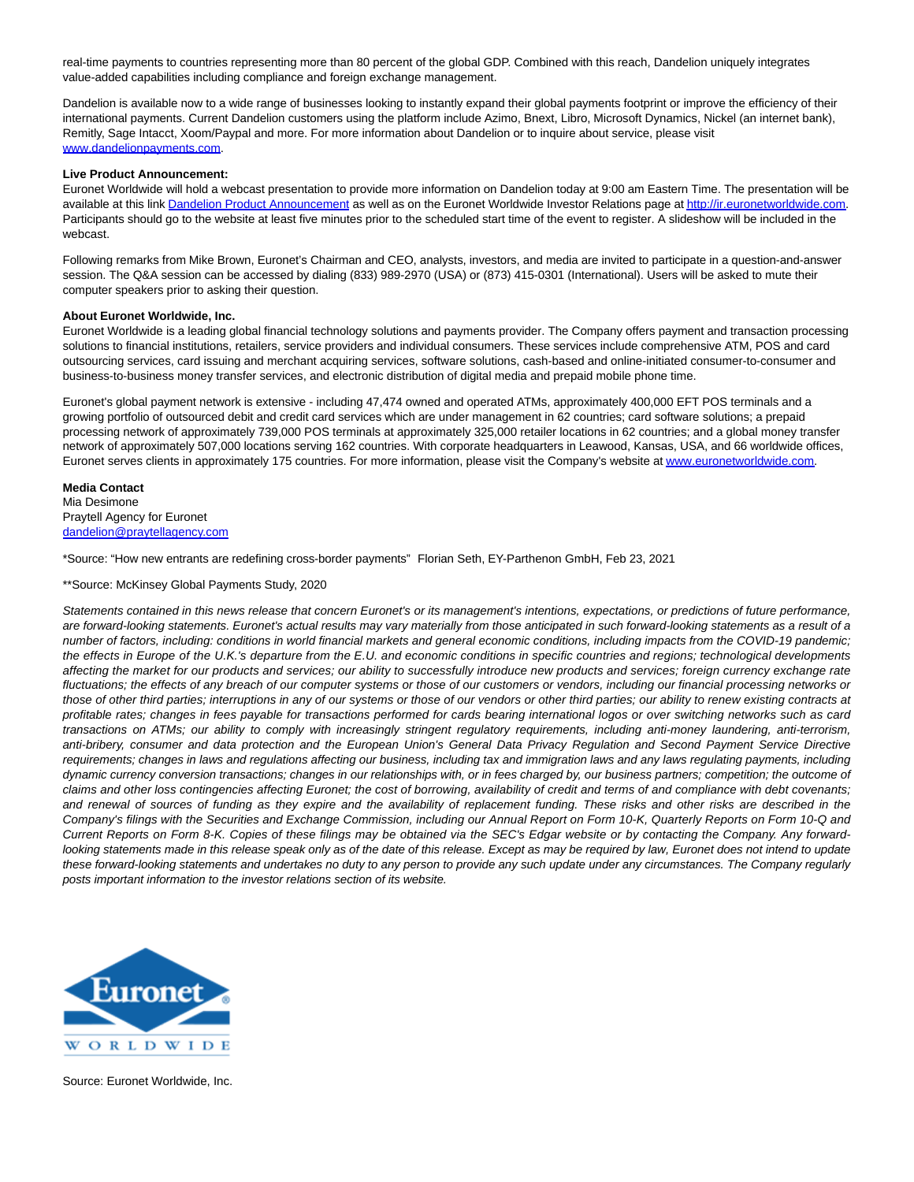real-time payments to countries representing more than 80 percent of the global GDP. Combined with this reach, Dandelion uniquely integrates value-added capabilities including compliance and foreign exchange management.

Dandelion is available now to a wide range of businesses looking to instantly expand their global payments footprint or improve the efficiency of their international payments. Current Dandelion customers using the platform include Azimo, Bnext, Libro, Microsoft Dynamics, Nickel (an internet bank), Remitly, Sage Intacct, Xoom/Paypal and more. For more information about Dandelion or to inquire about service, please visit www.dandelionpayments.com.

**Live Product Announcement:**
Euronet Worldwide will hold a webcast presentation to provide more information on Dandelion today at 9:00 am Eastern Time. The presentation will be available at this link Dandelion Product Announcement as well as on the Euronet Worldwide Investor Relations page at http://ir.euronetworldwide.com. Participants should go to the website at least five minutes prior to the scheduled start time of the event to register. A slideshow will be included in the webcast.

Following remarks from Mike Brown, Euronet's Chairman and CEO, analysts, investors, and media are invited to participate in a question-and-answer session. The Q&A session can be accessed by dialing (833) 989-2970 (USA) or (873) 415-0301 (International). Users will be asked to mute their computer speakers prior to asking their question.

**About Euronet Worldwide, Inc.**
Euronet Worldwide is a leading global financial technology solutions and payments provider. The Company offers payment and transaction processing solutions to financial institutions, retailers, service providers and individual consumers. These services include comprehensive ATM, POS and card outsourcing services, card issuing and merchant acquiring services, software solutions, cash-based and online-initiated consumer-to-consumer and business-to-business money transfer services, and electronic distribution of digital media and prepaid mobile phone time.

Euronet's global payment network is extensive - including 47,474 owned and operated ATMs, approximately 400,000 EFT POS terminals and a growing portfolio of outsourced debit and credit card services which are under management in 62 countries; card software solutions; a prepaid processing network of approximately 739,000 POS terminals at approximately 325,000 retailer locations in 62 countries; and a global money transfer network of approximately 507,000 locations serving 162 countries. With corporate headquarters in Leawood, Kansas, USA, and 66 worldwide offices, Euronet serves clients in approximately 175 countries. For more information, please visit the Company's website at www.euronetworldwide.com.

**Media Contact**
Mia Desimone
Praytell Agency for Euronet
dandelion@praytellagency.com

*Source: "How new entrants are redefining cross-border payments" Florian Seth, EY-Parthenon GmbH, Feb 23, 2021

**Source: McKinsey Global Payments Study, 2020

*Statements contained in this news release that concern Euronet's or its management's intentions, expectations, or predictions of future performance, are forward-looking statements. Euronet's actual results may vary materially from those anticipated in such forward-looking statements as a result of a number of factors, including: conditions in world financial markets and general economic conditions, including impacts from the COVID-19 pandemic; the effects in Europe of the U.K.'s departure from the E.U. and economic conditions in specific countries and regions; technological developments affecting the market for our products and services; our ability to successfully introduce new products and services; foreign currency exchange rate fluctuations; the effects of any breach of our computer systems or those of our customers or vendors, including our financial processing networks or those of other third parties; interruptions in any of our systems or those of our vendors or other third parties; our ability to renew existing contracts at profitable rates; changes in fees payable for transactions performed for cards bearing international logos or over switching networks such as card transactions on ATMs; our ability to comply with increasingly stringent regulatory requirements, including anti-money laundering, anti-terrorism, anti-bribery, consumer and data protection and the European Union's General Data Privacy Regulation and Second Payment Service Directive requirements; changes in laws and regulations affecting our business, including tax and immigration laws and any laws regulating payments, including dynamic currency conversion transactions; changes in our relationships with, or in fees charged by, our business partners; competition; the outcome of claims and other loss contingencies affecting Euronet; the cost of borrowing, availability of credit and terms of and compliance with debt covenants; and renewal of sources of funding as they expire and the availability of replacement funding. These risks and other risks are described in the Company's filings with the Securities and Exchange Commission, including our Annual Report on Form 10-K, Quarterly Reports on Form 10-Q and Current Reports on Form 8-K. Copies of these filings may be obtained via the SEC's Edgar website or by contacting the Company. Any forward-looking statements made in this release speak only as of the date of this release. Except as may be required by law, Euronet does not intend to update these forward-looking statements and undertakes no duty to any person to provide any such update under any circumstances. The Company regularly posts important information to the investor relations section of its website.*

Source: Euronet Worldwide, Inc.